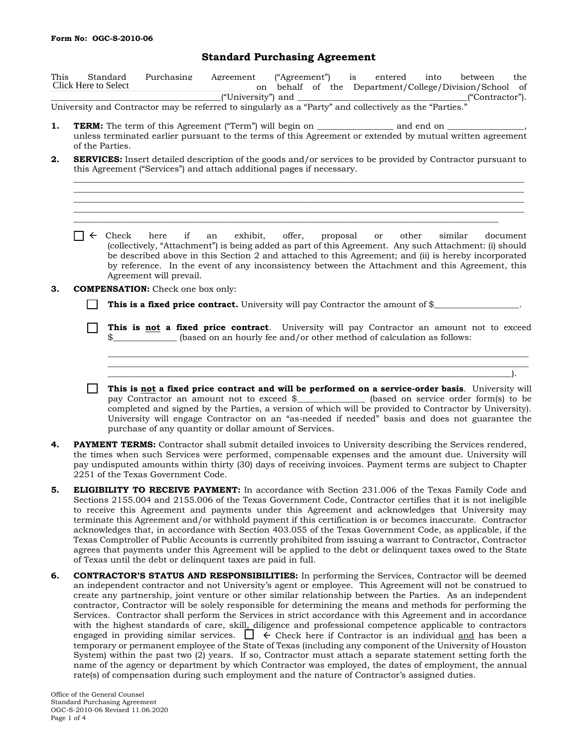Form No: OGC-S-2010-06

# Standard Purchasing Agreement

This Standard Purchasing Agreement ("Agreement") is entered into between the Click Here to Select on behalf of the Department/College/Division/School of ______________________________________("University") and ______________________________________("Contractor"). University and Contractor may be referred to singularly as a "Party" and collectively as the "Parties."

1. **TERM:** The term of this Agreement ("Term") will begin on _________________ and end on _________________, unless terminated earlier pursuant to the terms of this Agreement or extended by mutual written agreement of the Parties.

2. **SERVICES:** Insert detailed description of the goods and/or services to be provided by Contractor pursuant to this Agreement ("Services") and attach additional pages if necessary.

   ____________________________________________________________________________________________
   ____________________________________________________________________________________________
   ____________________________________________________________________________________________
   ____________________________________________________________________________________________
   ____________________________________________________________________________________________

   ☐ ← Check here if an exhibit, offer, proposal or other similar document (collectively, "Attachment") is being added as part of this Agreement. Any such Attachment: (i) should be described above in this Section 2 and attached to this Agreement; and (ii) is hereby incorporated by reference. In the event of any inconsistency between the Attachment and this Agreement, this Agreement will prevail.

3. **COMPENSATION:** Check one box only:

   ☐ **This is a fixed price contract.** University will pay Contractor the amount of $___________________.

   ☐ **This is <u>not</u> a fixed price contract**. University will pay Contractor an amount not to exceed $______________ (based on an hourly fee and/or other method of calculation as follows:

   ____________________________________________________________________________________________
   ____________________________________________________________________________________________
   ___________________________________________________________________________________________).

   ☐ **This is <u>not</u> a fixed price contract and will be performed on a service-order basis**. University will pay Contractor an amount not to exceed $_______________ (based on service order form(s) to be completed and signed by the Parties, a version of which will be provided to Contractor by University). University will engage Contractor on an "as-needed if needed" basis and does not guarantee the purchase of any quantity or dollar amount of Services.

4. **PAYMENT TERMS:** Contractor shall submit detailed invoices to University describing the Services rendered, the times when such Services were performed, compensable expenses and the amount due. University will pay undisputed amounts within thirty (30) days of receiving invoices. Payment terms are subject to Chapter 2251 of the Texas Government Code.

5. **ELIGIBILITY TO RECEIVE PAYMENT:** In accordance with Section 231.006 of the Texas Family Code and Sections 2155.004 and 2155.006 of the Texas Government Code, Contractor certifies that it is not ineligible to receive this Agreement and payments under this Agreement and acknowledges that University may terminate this Agreement and/or withhold payment if this certification is or becomes inaccurate. Contractor acknowledges that, in accordance with Section 403.055 of the Texas Government Code, as applicable, if the Texas Comptroller of Public Accounts is currently prohibited from issuing a warrant to Contractor, Contractor agrees that payments under this Agreement will be applied to the debt or delinquent taxes owed to the State of Texas until the debt or delinquent taxes are paid in full.

6. **CONTRACTOR'S STATUS AND RESPONSIBILITIES:** In performing the Services, Contractor will be deemed an independent contractor and not University's agent or employee. This Agreement will not be construed to create any partnership, joint venture or other similar relationship between the Parties. As an independent contractor, Contractor will be solely responsible for determining the means and methods for performing the Services. Contractor shall perform the Services in strict accordance with this Agreement and in accordance with the highest standards of care, skill, diligence and professional competence applicable to contractors engaged in providing similar services. ☐ ← Check here if Contractor is an individual <u>and</u> has been a temporary or permanent employee of the State of Texas (including any component of the University of Houston System) within the past two (2) years. If so, Contractor must attach a separate statement setting forth the name of the agency or department by which Contractor was employed, the dates of employment, the annual rate(s) of compensation during such employment and the nature of Contractor's assigned duties.

Office of the General Counsel
Standard Purchasing Agreement
OGC-S-2010-06 Revised 11.06.2020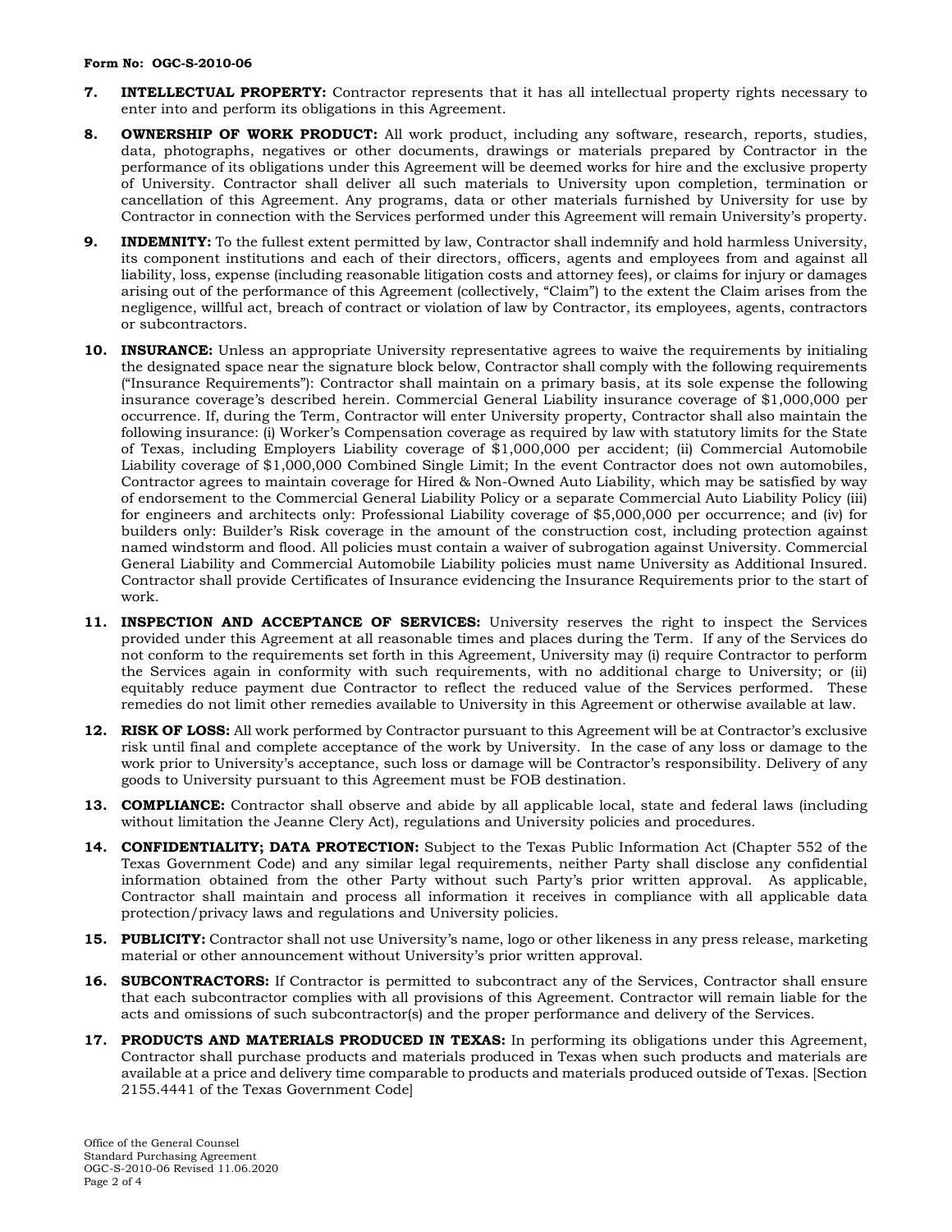**7. INTELLECTUAL PROPERTY:** Contractor represents that it has all intellectual property rights necessary to enter into and perform its obligations in this Agreement.

**8. OWNERSHIP OF WORK PRODUCT:** All work product, including any software, research, reports, studies, data, photographs, negatives or other documents, drawings or materials prepared by Contractor in the performance of its obligations under this Agreement will be deemed works for hire and the exclusive property of University. Contractor shall deliver all such materials to University upon completion, termination or cancellation of this Agreement. Any programs, data or other materials furnished by University for use by Contractor in connection with the Services performed under this Agreement will remain University's property.

**9. INDEMNITY:** To the fullest extent permitted by law, Contractor shall indemnify and hold harmless University, its component institutions and each of their directors, officers, agents and employees from and against all liability, loss, expense (including reasonable litigation costs and attorney fees), or claims for injury or damages arising out of the performance of this Agreement (collectively, "Claim") to the extent the Claim arises from the negligence, willful act, breach of contract or violation of law by Contractor, its employees, agents, contractors or subcontractors.

**10. INSURANCE:** Unless an appropriate University representative agrees to waive the requirements by initialing the designated space near the signature block below, Contractor shall comply with the following requirements ("Insurance Requirements"): Contractor shall maintain on a primary basis, at its sole expense the following insurance coverage's described herein. Commercial General Liability insurance coverage of $1,000,000 per occurrence. If, during the Term, Contractor will enter University property, Contractor shall also maintain the following insurance: (i) Worker's Compensation coverage as required by law with statutory limits for the State of Texas, including Employers Liability coverage of $1,000,000 per accident; (ii) Commercial Automobile Liability coverage of $1,000,000 Combined Single Limit; In the event Contractor does not own automobiles, Contractor agrees to maintain coverage for Hired & Non-Owned Auto Liability, which may be satisfied by way of endorsement to the Commercial General Liability Policy or a separate Commercial Auto Liability Policy (iii) for engineers and architects only: Professional Liability coverage of $5,000,000 per occurrence; and (iv) for builders only: Builder's Risk coverage in the amount of the construction cost, including protection against named windstorm and flood. All policies must contain a waiver of subrogation against University. Commercial General Liability and Commercial Automobile Liability policies must name University as Additional Insured. Contractor shall provide Certificates of Insurance evidencing the Insurance Requirements prior to the start of work.

**11. INSPECTION AND ACCEPTANCE OF SERVICES:** University reserves the right to inspect the Services provided under this Agreement at all reasonable times and places during the Term. If any of the Services do not conform to the requirements set forth in this Agreement, University may (i) require Contractor to perform the Services again in conformity with such requirements, with no additional charge to University; or (ii) equitably reduce payment due Contractor to reflect the reduced value of the Services performed. These remedies do not limit other remedies available to University in this Agreement or otherwise available at law.

**12. RISK OF LOSS:** All work performed by Contractor pursuant to this Agreement will be at Contractor's exclusive risk until final and complete acceptance of the work by University. In the case of any loss or damage to the work prior to University's acceptance, such loss or damage will be Contractor's responsibility. Delivery of any goods to University pursuant to this Agreement must be FOB destination.

**13. COMPLIANCE:** Contractor shall observe and abide by all applicable local, state and federal laws (including without limitation the Jeanne Clery Act), regulations and University policies and procedures.

**14. CONFIDENTIALITY; DATA PROTECTION:** Subject to the Texas Public Information Act (Chapter 552 of the Texas Government Code) and any similar legal requirements, neither Party shall disclose any confidential information obtained from the other Party without such Party's prior written approval. As applicable, Contractor shall maintain and process all information it receives in compliance with all applicable data protection/privacy laws and regulations and University policies.

**15. PUBLICITY:** Contractor shall not use University's name, logo or other likeness in any press release, marketing material or other announcement without University's prior written approval.

**16. SUBCONTRACTORS:** If Contractor is permitted to subcontract any of the Services, Contractor shall ensure that each subcontractor complies with all provisions of this Agreement. Contractor will remain liable for the acts and omissions of such subcontractor(s) and the proper performance and delivery of the Services.

**17. PRODUCTS AND MATERIALS PRODUCED IN TEXAS:** In performing its obligations under this Agreement, Contractor shall purchase products and materials produced in Texas when such products and materials are available at a price and delivery time comparable to products and materials produced outside of Texas. [Section 2155.4441 of the Texas Government Code]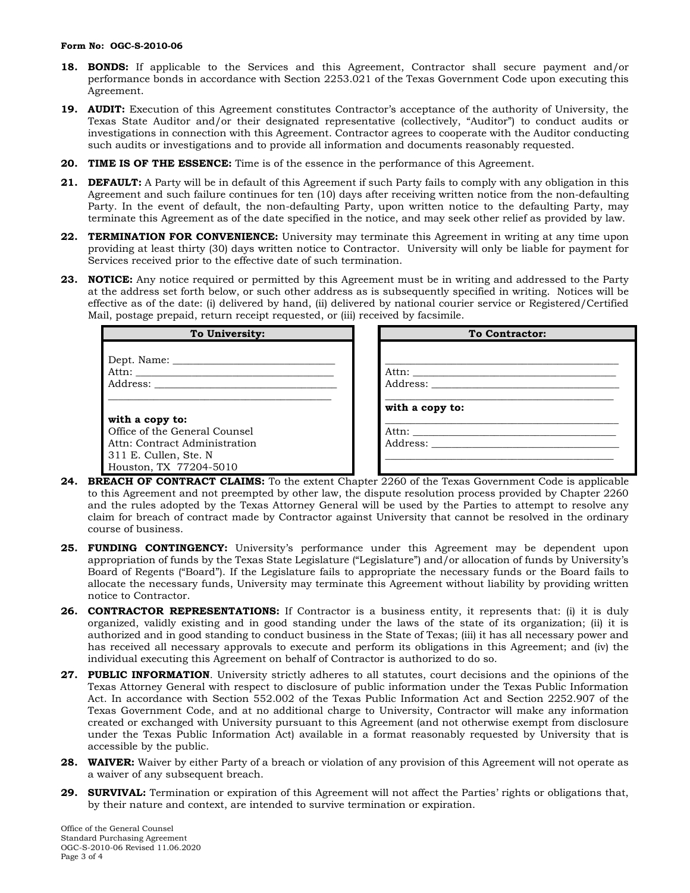18. **BONDS:** If applicable to the Services and this Agreement, Contractor shall secure payment and/or performance bonds in accordance with Section 2253.021 of the Texas Government Code upon executing this Agreement.

19. **AUDIT:** Execution of this Agreement constitutes Contractor's acceptance of the authority of University, the Texas State Auditor and/or their designated representative (collectively, "Auditor") to conduct audits or investigations in connection with this Agreement. Contractor agrees to cooperate with the Auditor conducting such audits or investigations and to provide all information and documents reasonably requested.

20. **TIME IS OF THE ESSENCE:** Time is of the essence in the performance of this Agreement.

21. **DEFAULT:** A Party will be in default of this Agreement if such Party fails to comply with any obligation in this Agreement and such failure continues for ten (10) days after receiving written notice from the non-defaulting Party. In the event of default, the non-defaulting Party, upon written notice to the defaulting Party, may terminate this Agreement as of the date specified in the notice, and may seek other relief as provided by law.

22. **TERMINATION FOR CONVENIENCE:** University may terminate this Agreement in writing at any time upon providing at least thirty (30) days written notice to Contractor. University will only be liable for payment for Services received prior to the effective date of such termination.

23. **NOTICE:** Any notice required or permitted by this Agreement must be in writing and addressed to the Party at the address set forth below, or such other address as is subsequently specified in writing. Notices will be effective as of the date: (i) delivered by hand, (ii) delivered by national courier service or Registered/Certified Mail, postage prepaid, return receipt requested, or (iii) received by facsimile.

| To University: | To Contractor: |
|---|---|
| Dept. Name: ______________________________ | ___________________________________________ |
| Attn: ____________________________________ | Attn: _____________________________________ |
| Address: __________________________________ | Address: ___________________________________ |
| ___________________________________________ | ___________________________________________ |
| **with a copy to:** | **with a copy to:** |
| Office of the General Counsel | ___________________________________________ |
| Attn: Contract Administration | Attn: _____________________________________ |
| 311 E. Cullen, Ste. N | Address: ___________________________________ |
| Houston, TX 77204-5010 | ___________________________________________ |

24. **BREACH OF CONTRACT CLAIMS:** To the extent Chapter 2260 of the Texas Government Code is applicable to this Agreement and not preempted by other law, the dispute resolution process provided by Chapter 2260 and the rules adopted by the Texas Attorney General will be used by the Parties to attempt to resolve any claim for breach of contract made by Contractor against University that cannot be resolved in the ordinary course of business.

25. **FUNDING CONTINGENCY:** University's performance under this Agreement may be dependent upon appropriation of funds by the Texas State Legislature ("Legislature") and/or allocation of funds by University's Board of Regents ("Board"). If the Legislature fails to appropriate the necessary funds or the Board fails to allocate the necessary funds, University may terminate this Agreement without liability by providing written notice to Contractor.

26. **CONTRACTOR REPRESENTATIONS:** If Contractor is a business entity, it represents that: (i) it is duly organized, validly existing and in good standing under the laws of the state of its organization; (ii) it is authorized and in good standing to conduct business in the State of Texas; (iii) it has all necessary power and has received all necessary approvals to execute and perform its obligations in this Agreement; and (iv) the individual executing this Agreement on behalf of Contractor is authorized to do so.

27. **PUBLIC INFORMATION**. University strictly adheres to all statutes, court decisions and the opinions of the Texas Attorney General with respect to disclosure of public information under the Texas Public Information Act. In accordance with Section 552.002 of the Texas Public Information Act and Section 2252.907 of the Texas Government Code, and at no additional charge to University, Contractor will make any information created or exchanged with University pursuant to this Agreement (and not otherwise exempt from disclosure under the Texas Public Information Act) available in a format reasonably requested by University that is accessible by the public.

28. **WAIVER:** Waiver by either Party of a breach or violation of any provision of this Agreement will not operate as a waiver of any subsequent breach.

29. **SURVIVAL:** Termination or expiration of this Agreement will not affect the Parties' rights or obligations that, by their nature and context, are intended to survive termination or expiration.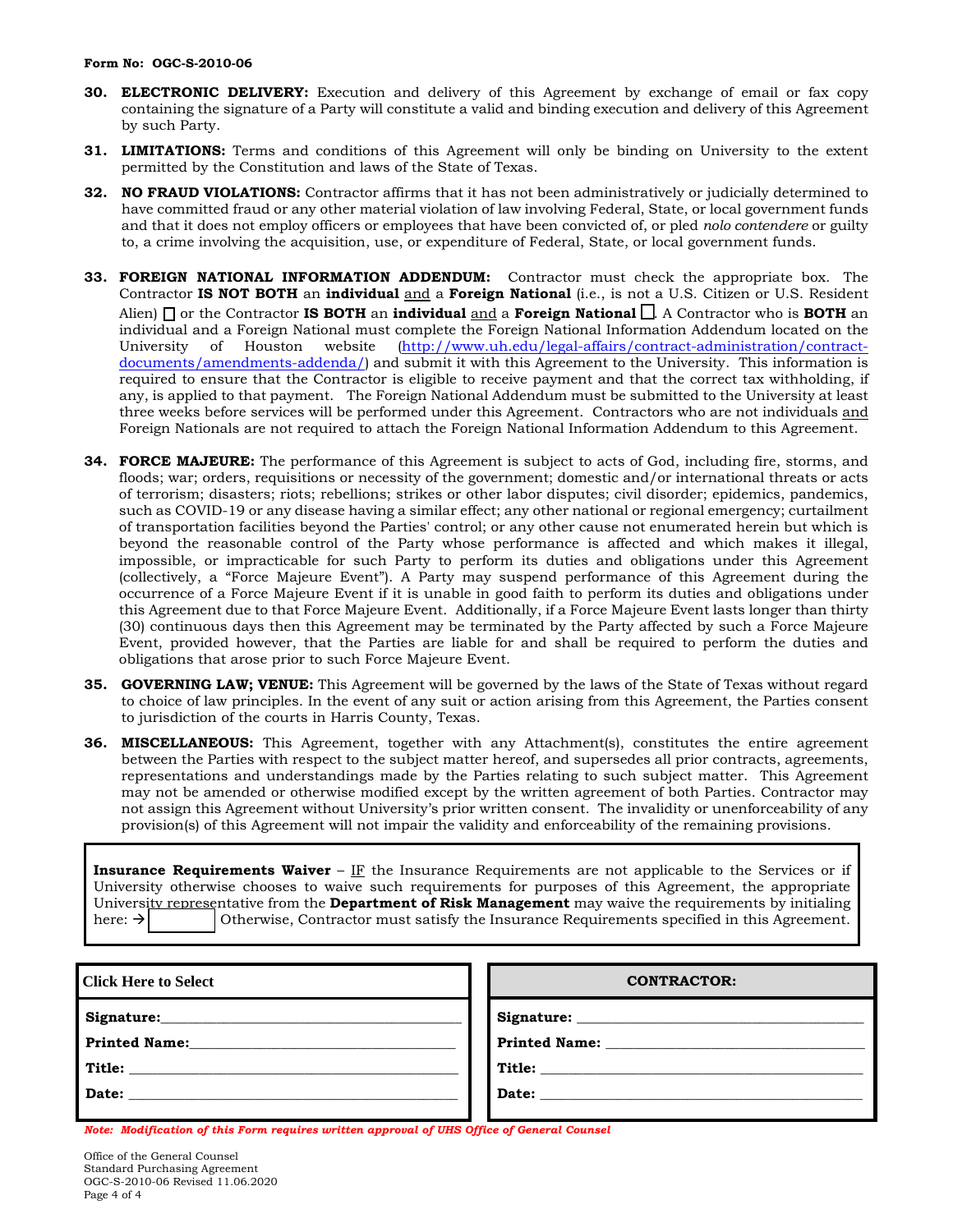Form No: OGC-S-2010-06

30. **ELECTRONIC DELIVERY:** Execution and delivery of this Agreement by exchange of email or fax copy containing the signature of a Party will constitute a valid and binding execution and delivery of this Agreement by such Party.

31. **LIMITATIONS:** Terms and conditions of this Agreement will only be binding on University to the extent permitted by the Constitution and laws of the State of Texas.

32. **NO FRAUD VIOLATIONS:** Contractor affirms that it has not been administratively or judicially determined to have committed fraud or any other material violation of law involving Federal, State, or local government funds and that it does not employ officers or employees that have been convicted of, or pled *nolo contendere* or guilty to, a crime involving the acquisition, use, or expenditure of Federal, State, or local government funds.

33. **FOREIGN NATIONAL INFORMATION ADDENDUM:** Contractor must check the appropriate box. The Contractor **IS NOT BOTH** an **individual** and a **Foreign National** (i.e., is not a U.S. Citizen or U.S. Resident Alien) ☐ or the Contractor **IS BOTH** an **individual** and a **Foreign National** ☐. A Contractor who is **BOTH** an individual and a Foreign National must complete the Foreign National Information Addendum located on the University of Houston website (http://www.uh.edu/legal-affairs/contract-administration/contract-documents/amendments-addenda/) and submit it with this Agreement to the University. This information is required to ensure that the Contractor is eligible to receive payment and that the correct tax withholding, if any, is applied to that payment. The Foreign National Addendum must be submitted to the University at least three weeks before services will be performed under this Agreement. Contractors who are not individuals and Foreign Nationals are not required to attach the Foreign National Information Addendum to this Agreement.

34. **FORCE MAJEURE:** The performance of this Agreement is subject to acts of God, including fire, storms, and floods; war; orders, requisitions or necessity of the government; domestic and/or international threats or acts of terrorism; disasters; riots; rebellions; strikes or other labor disputes; civil disorder; epidemics, pandemics, such as COVID-19 or any disease having a similar effect; any other national or regional emergency; curtailment of transportation facilities beyond the Parties' control; or any other cause not enumerated herein but which is beyond the reasonable control of the Party whose performance is affected and which makes it illegal, impossible, or impracticable for such Party to perform its duties and obligations under this Agreement (collectively, a "Force Majeure Event"). A Party may suspend performance of this Agreement during the occurrence of a Force Majeure Event if it is unable in good faith to perform its duties and obligations under this Agreement due to that Force Majeure Event. Additionally, if a Force Majeure Event lasts longer than thirty (30) continuous days then this Agreement may be terminated by the Party affected by such a Force Majeure Event, provided however, that the Parties are liable for and shall be required to perform the duties and obligations that arose prior to such Force Majeure Event.

35. **GOVERNING LAW; VENUE:** This Agreement will be governed by the laws of the State of Texas without regard to choice of law principles. In the event of any suit or action arising from this Agreement, the Parties consent to jurisdiction of the courts in Harris County, Texas.

36. **MISCELLANEOUS:** This Agreement, together with any Attachment(s), constitutes the entire agreement between the Parties with respect to the subject matter hereof, and supersedes all prior contracts, agreements, representations and understandings made by the Parties relating to such subject matter. This Agreement may not be amended or otherwise modified except by the written agreement of both Parties. Contractor may not assign this Agreement without University's prior written consent. The invalidity or unenforceability of any provision(s) of this Agreement will not impair the validity and enforceability of the remaining provisions.

**Insurance Requirements Waiver** – IF the Insurance Requirements are not applicable to the Services or if University otherwise chooses to waive such requirements for purposes of this Agreement, the appropriate University representative from the **Department of Risk Management** may waive the requirements by initialing here: → [ ] Otherwise, Contractor must satisfy the Insurance Requirements specified in this Agreement.

| Click Here to Select | CONTRACTOR: |
|---|---|
| **Signature:** ______________________ | **Signature:** ______________________ |
| **Printed Name:** ______________________ | **Printed Name:** ______________________ |
| **Title:** ______________________ | **Title:** ______________________ |
| **Date:** ______________________ | **Date:** ______________________ |

***Note: Modification of this Form requires written approval of UHS Office of General Counsel***

Office of the General Counsel
Standard Purchasing Agreement
OGC-S-2010-06 Revised 11.06.2020